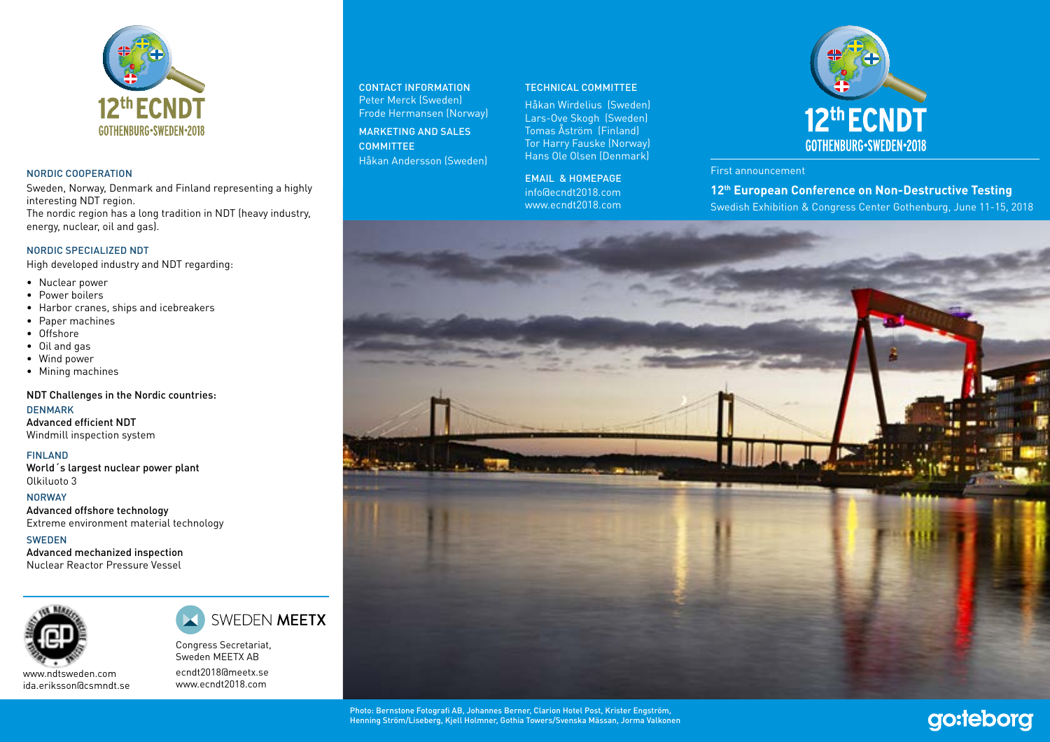12th ECNDT
GOTHENBURG•SWEDEN•2018

## NORDIC COOPERATION

Sweden, Norway, Denmark and Finland representing a highly interesting NDT region.
The nordic region has a long tradition in NDT (heavy industry, energy, nuclear, oil and gas).

## NORDIC SPECIALIZED NDT

High developed industry and NDT regarding:

- Nuclear power
- Power boilers
- Harbor cranes, ships and icebreakers
- Paper machines
- Offshore
- Oil and gas
- Wind power
- Mining machines

**NDT Challenges in the Nordic countries:**

### DENMARK

**Advanced efficient NDT**
Windmill inspection system

### FINLAND

**World´s largest nuclear power plant**
Olkiluoto 3

### NORWAY

**Advanced offshore technology**
Extreme environment material technology

### SWEDEN

**Advanced mechanized inspection**
Nuclear Reactor Pressure Vessel

www.ndtsweden.com
ida.eriksson@csmndt.se

SWEDEN MEETX

Congress Secretariat,
Sweden MEETX AB

ecndt2018@meetx.se
www.ecndt2018.com

## CONTACT INFORMATION

Peter Merck (Sweden)
Frode Hermansen (Norway)

## MARKETING AND SALES COMMITTEE

Håkan Andersson (Sweden)

## TECHNICAL COMMITTEE

Håkan Wirdelius (Sweden)
Lars-Ove Skogh (Sweden)
Tomas Åström (Finland)
Tor Harry Fauske (Norway)
Hans Ole Olsen (Denmark)

## EMAIL & HOMEPAGE

info@ecndt2018.com
www.ecndt2018.com

12th ECNDT
GOTHENBURG•SWEDEN•2018

First announcement

# 12th European Conference on Non-Destructive Testing

Swedish Exhibition & Congress Center Gothenburg, June 11-15, 2018

Photo: Bernstone Fotografi AB, Johannes Berner, Clarion Hotel Post, Krister Engström, Henning Ström/Liseberg, Kjell Holmner, Gothia Towers/Svenska Mässan, Jorma Valkonen

go:teborg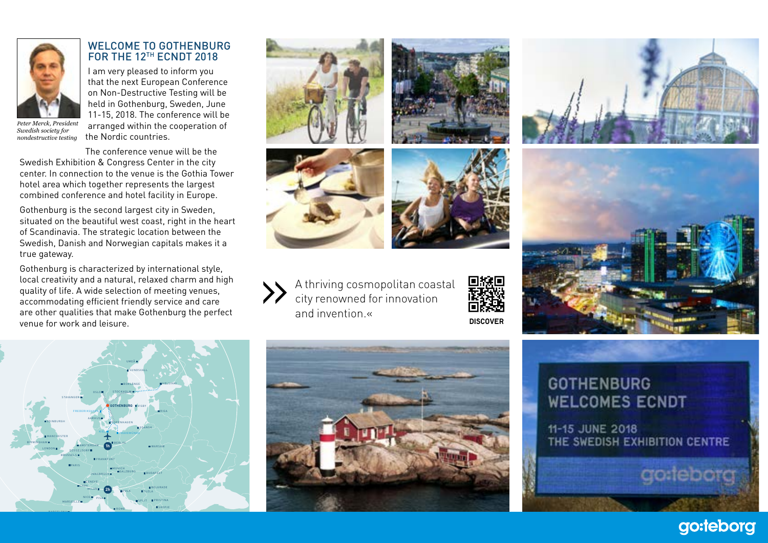## WELCOME TO GOTHENBURG FOR THE 12TH ECNDT 2018

*Peter Merck, President Swedish society for nondestructive testing*

I am very pleased to inform you that the next European Conference on Non-Destructive Testing will be held in Gothenburg, Sweden, June 11-15, 2018. The conference will be arranged within the cooperation of the Nordic countries.

The conference venue will be the Swedish Exhibition & Congress Center in the city center. In connection to the venue is the Gothia Tower hotel area which together represents the largest combined conference and hotel facility in Europe.

Gothenburg is the second largest city in Sweden, situated on the beautiful west coast, right in the heart of Scandinavia. The strategic location between the Swedish, Danish and Norwegian capitals makes it a true gateway.

Gothenburg is characterized by international style, local creativity and a natural, relaxed charm and high quality of life. A wide selection of meeting venues, accommodating efficient friendly service and care are other qualities that make Gothenburg the perfect venue for work and leisure.

» A thriving cosmopolitan coastal city renowned for innovation and invention.«

DISCOVER

GOTHENBURG WELCOMES ECNDT

11-15 JUNE 2018
THE SWEDISH EXHIBITION CENTRE

go:teborg